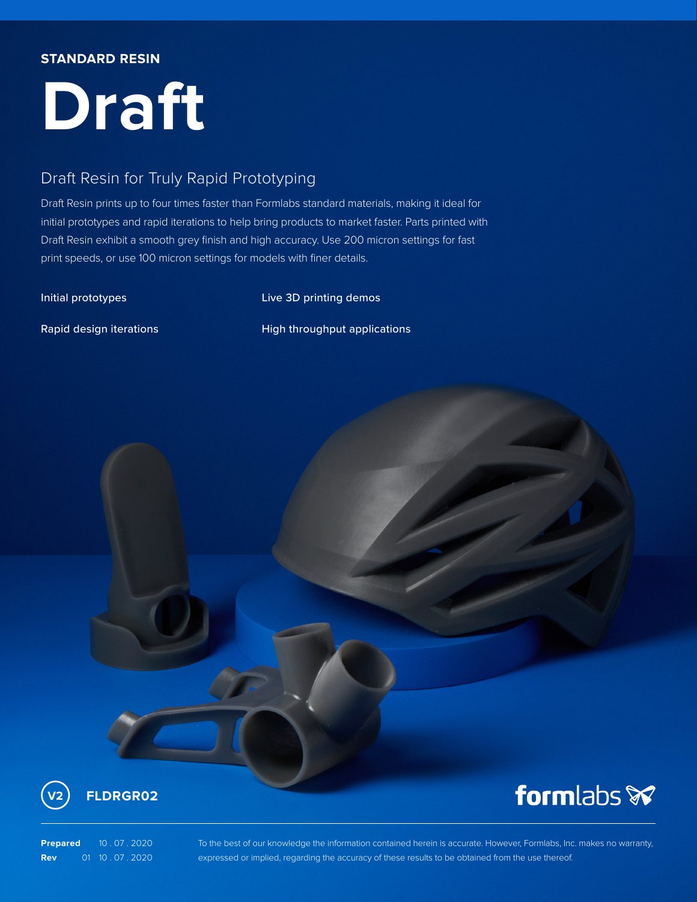**STANDARD RESIN**

# Draft

## Draft Resin for Truly Rapid Prototyping

Draft Resin prints up to four times faster than Formlabs standard materials, making it ideal for initial prototypes and rapid iterations to help bring products to market faster. Parts printed with Draft Resin exhibit a smooth grey finish and high accuracy. Use 200 micron settings for fast print speeds, or use 100 micron settings for models with finer details.

- Initial prototypes
- Rapid design iterations
- Live 3D printing demos
- High throughput applications

V2 **FLDRGR02**

formlabs

**Prepared** 10 . 07 . 2020
**Rev** 01 10 . 07 . 2020

To the best of our knowledge the information contained herein is accurate. However, Formlabs, Inc. makes no warranty, expressed or implied, regarding the accuracy of these results to be obtained from the use thereof.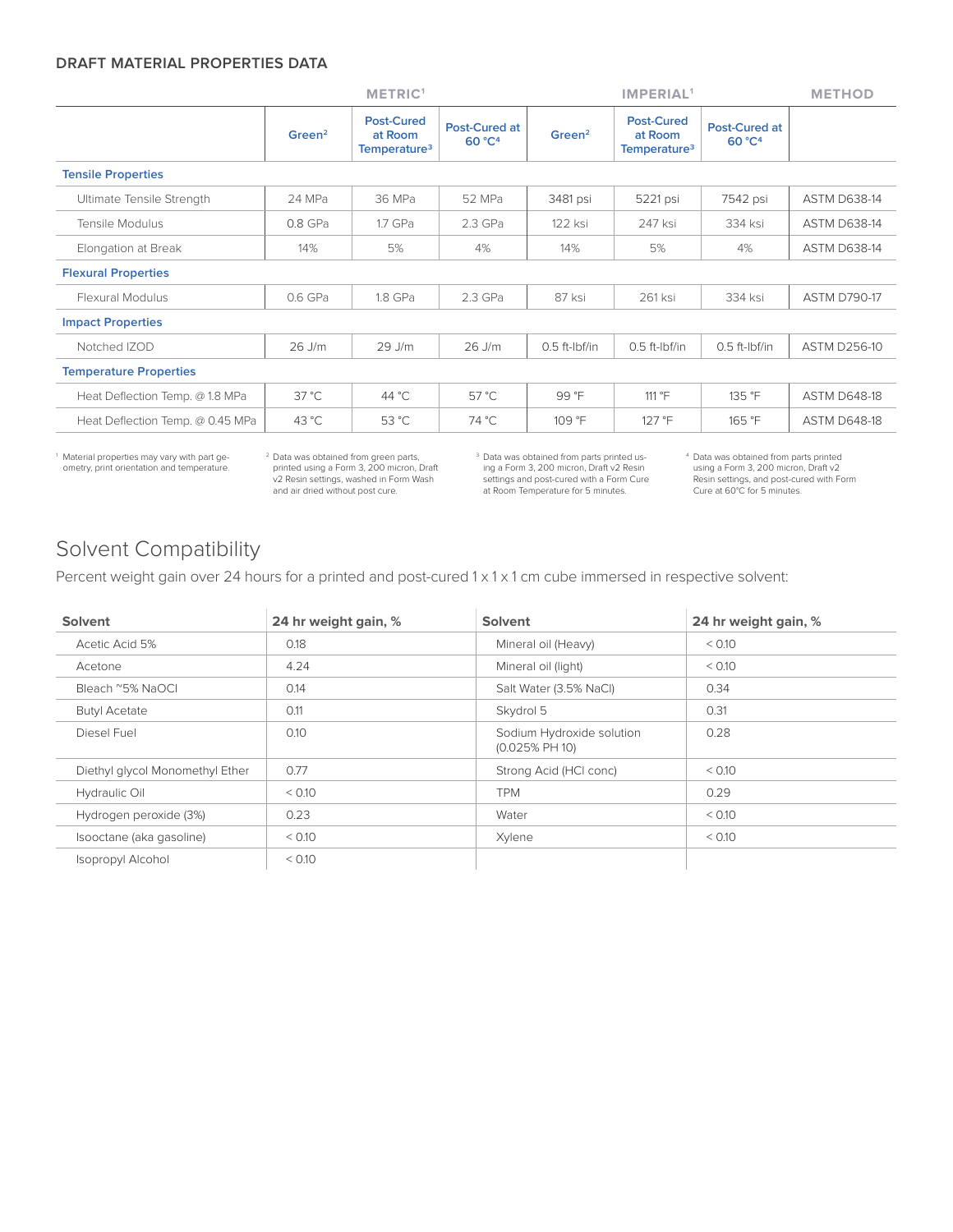### DRAFT MATERIAL PROPERTIES DATA

| | METRIC[1] | | | IMPERIAL[1] | | | METHOD |
|---|---|---|---|---|---|---|---|
| | Green[2] | Post-Cured at Room Temperature[3] | Post-Cured at 60 °C[4] | Green[2] | Post-Cured at Room Temperature[3] | Post-Cured at 60 °C[4] | |
| **Tensile Properties** | | | | | | | |
| Ultimate Tensile Strength | 24 MPa | 36 MPa | 52 MPa | 3481 psi | 5221 psi | 7542 psi | ASTM D638-14 |
| Tensile Modulus | 0.8 GPa | 1.7 GPa | 2.3 GPa | 122 ksi | 247 ksi | 334 ksi | ASTM D638-14 |
| Elongation at Break | 14% | 5% | 4% | 14% | 5% | 4% | ASTM D638-14 |
| **Flexural Properties** | | | | | | | |
| Flexural Modulus | 0.6 GPa | 1.8 GPa | 2.3 GPa | 87 ksi | 261 ksi | 334 ksi | ASTM D790-17 |
| **Impact Properties** | | | | | | | |
| Notched IZOD | 26 J/m | 29 J/m | 26 J/m | 0.5 ft-lbf/in | 0.5 ft-lbf/in | 0.5 ft-lbf/in | ASTM D256-10 |
| **Temperature Properties** | | | | | | | |
| Heat Deflection Temp. @ 1.8 MPa | 37 °C | 44 °C | 57 °C | 99 °F | 111 °F | 135 °F | ASTM D648-18 |
| Heat Deflection Temp. @ 0.45 MPa | 43 °C | 53 °C | 74 °C | 109 °F | 127 °F | 165 °F | ASTM D648-18 |

[1] Material properties may vary with part geometry, print orientation and temperature.

[2] Data was obtained from green parts, printed using a Form 3, 200 micron, Draft v2 Resin settings, washed in Form Wash and air dried without post cure.

[3] Data was obtained from parts printed using a Form 3, 200 micron, Draft v2 Resin settings and post-cured with a Form Cure at Room Temperature for 5 minutes.

[4] Data was obtained from parts printed using a Form 3, 200 micron, Draft v2 Resin settings, and post-cured with Form Cure at 60°C for 5 minutes.

## Solvent Compatibility

Percent weight gain over 24 hours for a printed and post-cured 1 x 1 x 1 cm cube immersed in respective solvent:

| Solvent | 24 hr weight gain, % | Solvent | 24 hr weight gain, % |
|---|---|---|---|
| Acetic Acid 5% | 0.18 | Mineral oil (Heavy) | < 0.10 |
| Acetone | 4.24 | Mineral oil (light) | < 0.10 |
| Bleach ~5% NaOCl | 0.14 | Salt Water (3.5% NaCl) | 0.34 |
| Butyl Acetate | 0.11 | Skydrol 5 | 0.31 |
| Diesel Fuel | 0.10 | Sodium Hydroxide solution (0.025% PH 10) | 0.28 |
| Diethyl glycol Monomethyl Ether | 0.77 | Strong Acid (HCl conc) | < 0.10 |
| Hydraulic Oil | < 0.10 | TPM | 0.29 |
| Hydrogen peroxide (3%) | 0.23 | Water | < 0.10 |
| Isooctane (aka gasoline) | < 0.10 | Xylene | < 0.10 |
| Isopropyl Alcohol | < 0.10 | | |